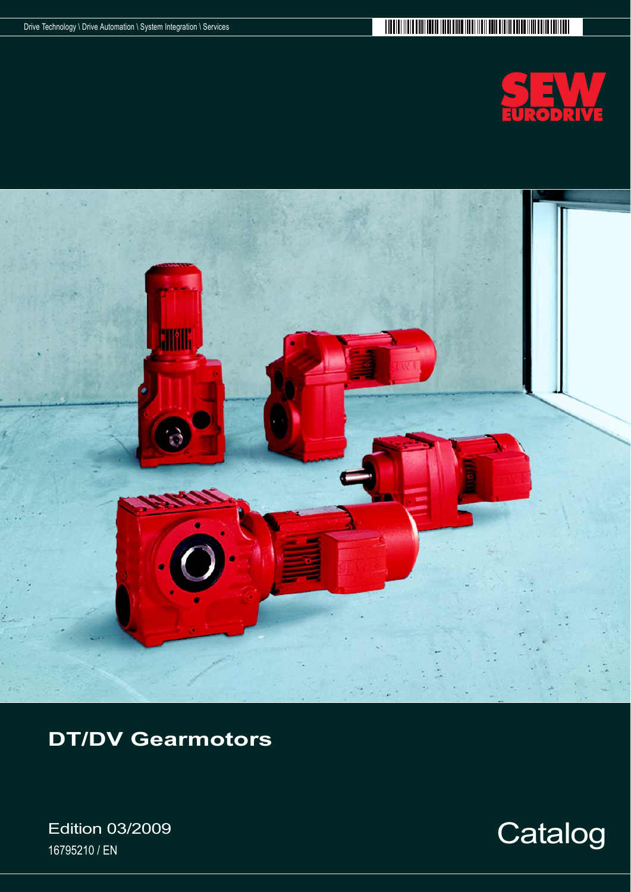Drive Technology \ Drive Automation \ System Integration \ Services

SEW EURODRIVE

# DT/DV Gearmotors

Edition 03/2009

16795210 / EN

Catalog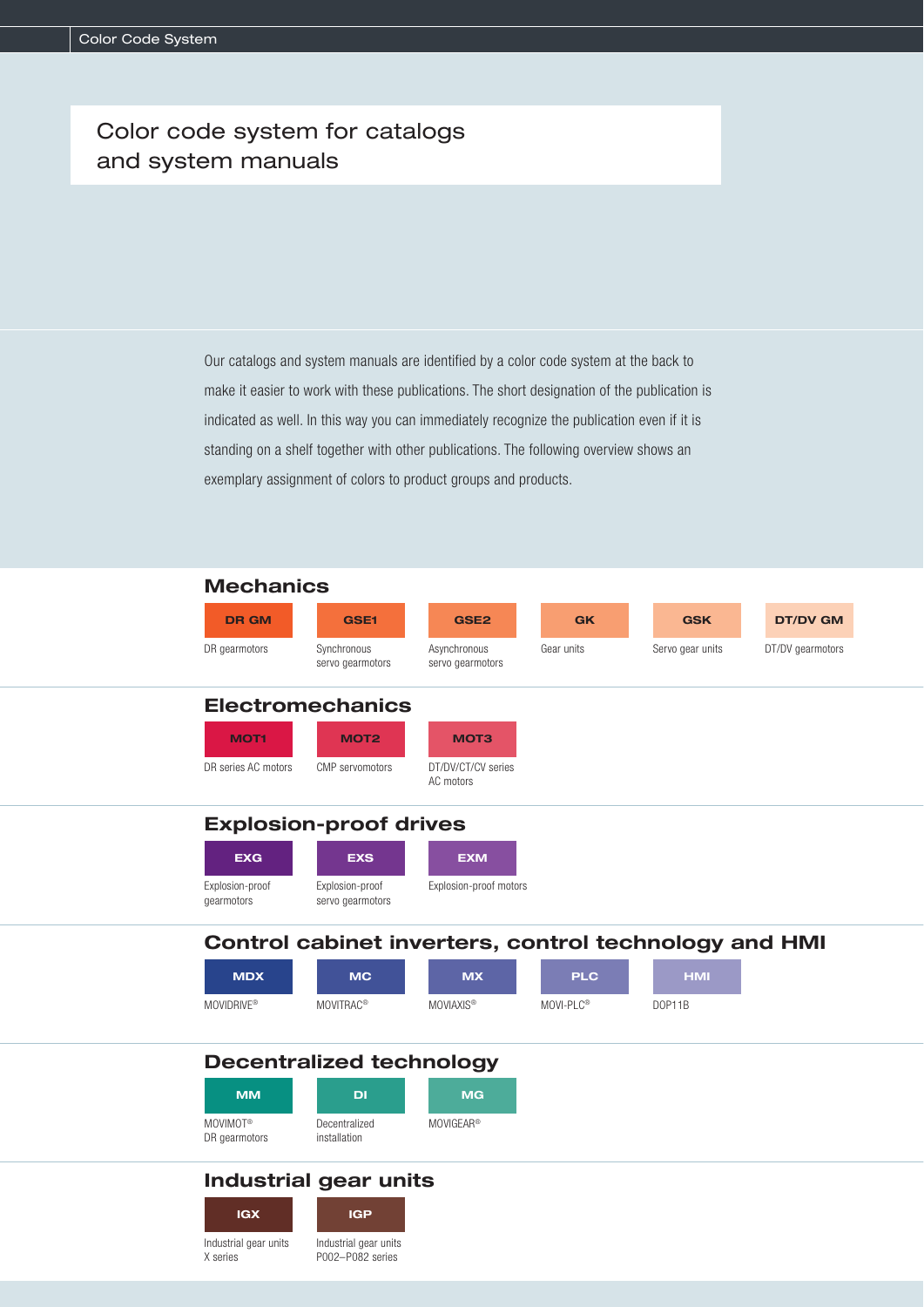# Color code system for catalogs and system manuals

Our catalogs and system manuals are identified by a color code system at the back to make it easier to work with these publications. The short designation of the publication is indicated as well. In this way you can immediately recognize the publication even if it is standing on a shelf together with other publications. The following overview shows an exemplary assignment of colors to product groups and products.

## Mechanics

| DR GM | GSE1 | GSE2 | GK | GSK | DT/DV GM |
|---|---|---|---|---|---|
| DR gearmotors | Synchronous servo gearmotors | Asynchronous servo gearmotors | Gear units | Servo gear units | DT/DV gearmotors |

## Electromechanics

| MOT1 | MOT2 | MOT3 |
|---|---|---|
| DR series AC motors | CMP servomotors | DT/DV/CT/CV series AC motors |

## Explosion-proof drives

| EXG | EXS | EXM |
|---|---|---|
| Explosion-proof gearmotors | Explosion-proof servo gearmotors | Explosion-proof motors |

## Control cabinet inverters, control technology and HMI

| MDX | MC | MX | PLC | HMI |
|---|---|---|---|---|
| MOVIDRIVE® | MOVITRAC® | MOVIAXIS® | MOVI-PLC® | DOP11B |

## Decentralized technology

| MM | DI | MG |
|---|---|---|
| MOVIMOT® DR gearmotors | Decentralized installation | MOVIGEAR® |

## Industrial gear units

| IGX | IGP |
|---|---|
| Industrial gear units X series | Industrial gear units P002–P082 series |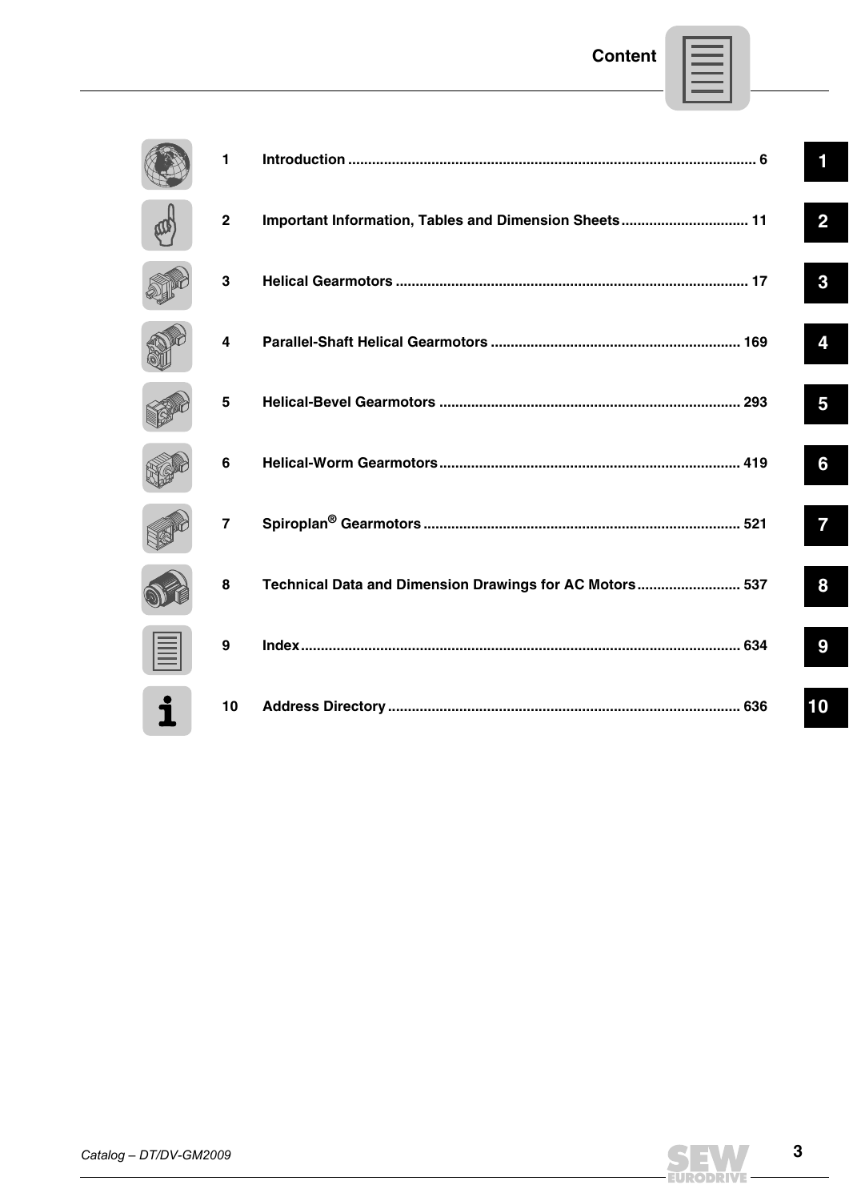# Content

| | | |
|---|---|---|
| 1 | **Introduction** | 6 |
| 2 | **Important Information, Tables and Dimension Sheets** | 11 |
| 3 | **Helical Gearmotors** | 17 |
| 4 | **Parallel-Shaft Helical Gearmotors** | 169 |
| 5 | **Helical-Bevel Gearmotors** | 293 |
| 6 | **Helical-Worm Gearmotors** | 419 |
| 7 | **Spiroplan® Gearmotors** | 521 |
| 8 | **Technical Data and Dimension Drawings for AC Motors** | 537 |
| 9 | **Index** | 634 |
| 10 | **Address Directory** | 636 |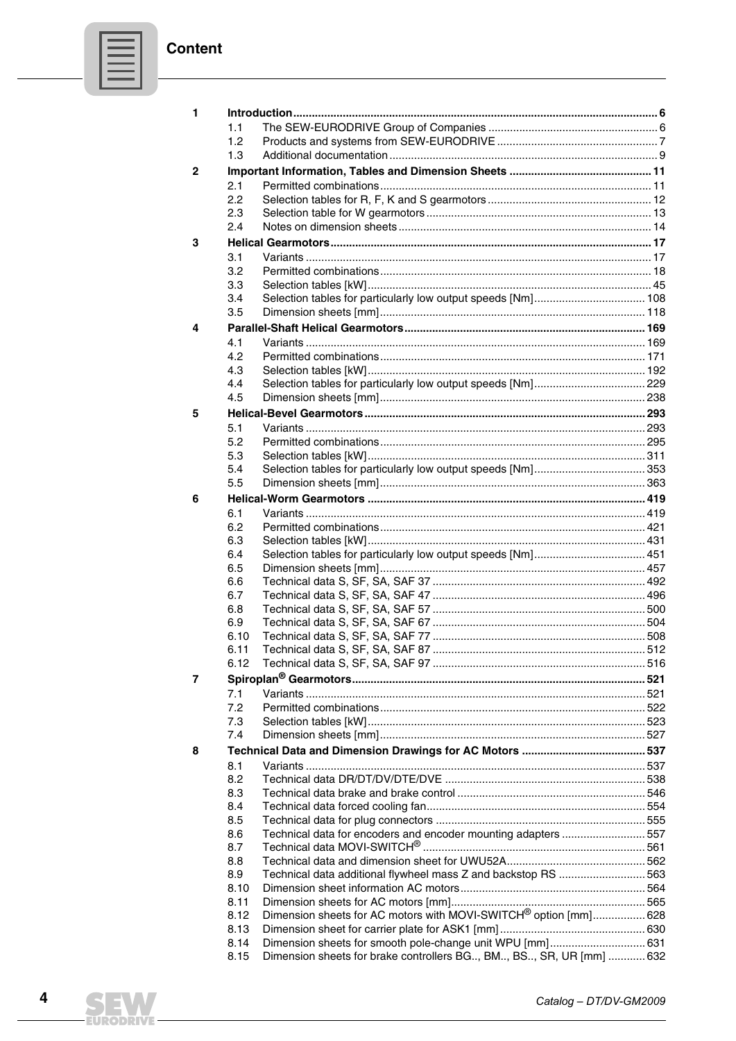# Content

- **1 Introduction** ... 6
  - 1.1 The SEW-EURODRIVE Group of Companies ... 6
  - 1.2 Products and systems from SEW-EURODRIVE ... 7
  - 1.3 Additional documentation ... 9
- **2 Important Information, Tables and Dimension Sheets** ... 11
  - 2.1 Permitted combinations ... 11
  - 2.2 Selection tables for R, F, K and S gearmotors ... 12
  - 2.3 Selection table for W gearmotors ... 13
  - 2.4 Notes on dimension sheets ... 14
- **3 Helical Gearmotors** ... 17
  - 3.1 Variants ... 17
  - 3.2 Permitted combinations ... 18
  - 3.3 Selection tables [kW] ... 45
  - 3.4 Selection tables for particularly low output speeds [Nm] ... 108
  - 3.5 Dimension sheets [mm] ... 118
- **4 Parallel-Shaft Helical Gearmotors** ... 169
  - 4.1 Variants ... 169
  - 4.2 Permitted combinations ... 171
  - 4.3 Selection tables [kW] ... 192
  - 4.4 Selection tables for particularly low output speeds [Nm] ... 229
  - 4.5 Dimension sheets [mm] ... 238
- **5 Helical-Bevel Gearmotors** ... 293
  - 5.1 Variants ... 293
  - 5.2 Permitted combinations ... 295
  - 5.3 Selection tables [kW] ... 311
  - 5.4 Selection tables for particularly low output speeds [Nm] ... 353
  - 5.5 Dimension sheets [mm] ... 363
- **6 Helical-Worm Gearmotors** ... 419
  - 6.1 Variants ... 419
  - 6.2 Permitted combinations ... 421
  - 6.3 Selection tables [kW] ... 431
  - 6.4 Selection tables for particularly low output speeds [Nm] ... 451
  - 6.5 Dimension sheets [mm] ... 457
  - 6.6 Technical data S, SF, SA, SAF 37 ... 492
  - 6.7 Technical data S, SF, SA, SAF 47 ... 496
  - 6.8 Technical data S, SF, SA, SAF 57 ... 500
  - 6.9 Technical data S, SF, SA, SAF 67 ... 504
  - 6.10 Technical data S, SF, SA, SAF 77 ... 508
  - 6.11 Technical data S, SF, SA, SAF 87 ... 512
  - 6.12 Technical data S, SF, SA, SAF 97 ... 516
- **7 Spiroplan® Gearmotors** ... 521
  - 7.1 Variants ... 521
  - 7.2 Permitted combinations ... 522
  - 7.3 Selection tables [kW] ... 523
  - 7.4 Dimension sheets [mm] ... 527
- **8 Technical Data and Dimension Drawings for AC Motors** ... 537
  - 8.1 Variants ... 537
  - 8.2 Technical data DR/DT/DV/DTE/DVE ... 538
  - 8.3 Technical data brake and brake control ... 546
  - 8.4 Technical data forced cooling fan ... 554
  - 8.5 Technical data for plug connectors ... 555
  - 8.6 Technical data for encoders and encoder mounting adapters ... 557
  - 8.7 Technical data MOVI-SWITCH® ... 561
  - 8.8 Technical data and dimension sheet for UWU52A ... 562
  - 8.9 Technical data additional flywheel mass Z and backstop RS ... 563
  - 8.10 Dimension sheet information AC motors ... 564
  - 8.11 Dimension sheets for AC motors [mm] ... 565
  - 8.12 Dimension sheets for AC motors with MOVI-SWITCH® option [mm] ... 628
  - 8.13 Dimension sheet for carrier plate for ASK1 [mm] ... 630
  - 8.14 Dimension sheets for smooth pole-change unit WPU [mm] ... 631
  - 8.15 Dimension sheets for brake controllers BG.., BM.., BS.., SR, UR [mm] ... 632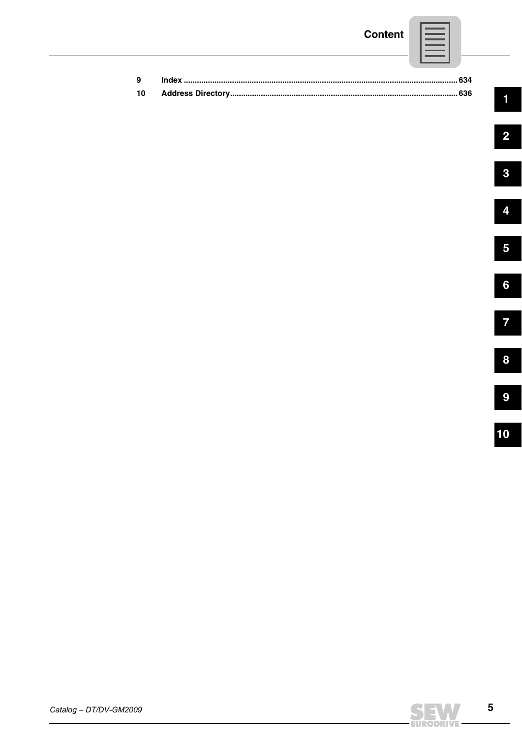| | | |
|---|---|---|
| 9 | Index | 634 |
| 10 | Address Directory | 636 |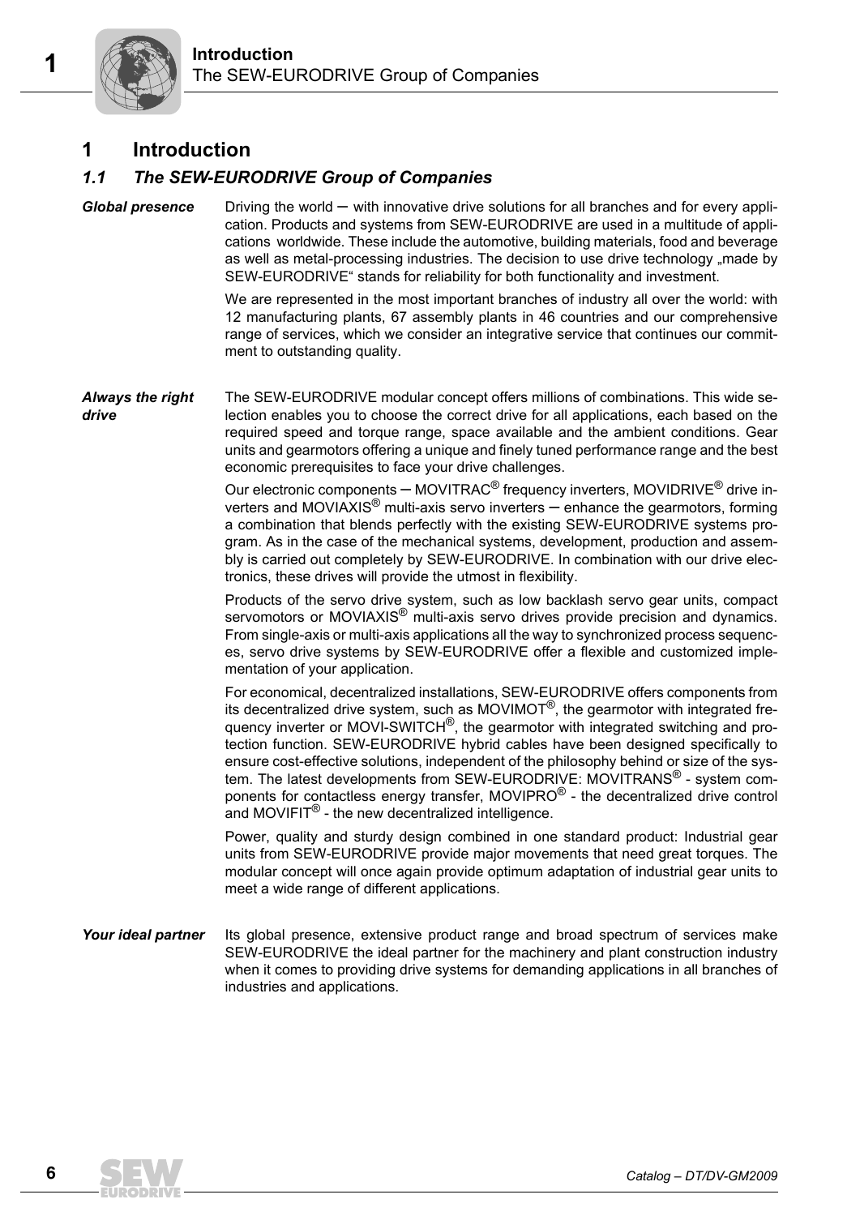# 1 Introduction

## 1.1 The SEW-EURODRIVE Group of Companies

***Global presence***

Driving the world – with innovative drive solutions for all branches and for every application. Products and systems from SEW-EURODRIVE are used in a multitude of applications worldwide. These include the automotive, building materials, food and beverage as well as metal-processing industries. The decision to use drive technology „made by SEW-EURODRIVE“ stands for reliability for both functionality and investment.

We are represented in the most important branches of industry all over the world: with 12 manufacturing plants, 67 assembly plants in 46 countries and our comprehensive range of services, which we consider an integrative service that continues our commitment to outstanding quality.

***Always the right drive***

The SEW-EURODRIVE modular concept offers millions of combinations. This wide selection enables you to choose the correct drive for all applications, each based on the required speed and torque range, space available and the ambient conditions. Gear units and gearmotors offering a unique and finely tuned performance range and the best economic prerequisites to face your drive challenges.

Our electronic components – MOVITRAC® frequency inverters, MOVIDRIVE® drive inverters and MOVIAXIS® multi-axis servo inverters – enhance the gearmotors, forming a combination that blends perfectly with the existing SEW-EURODRIVE systems program. As in the case of the mechanical systems, development, production and assembly is carried out completely by SEW-EURODRIVE. In combination with our drive electronics, these drives will provide the utmost in flexibility.

Products of the servo drive system, such as low backlash servo gear units, compact servomotors or MOVIAXIS® multi-axis servo drives provide precision and dynamics. From single-axis or multi-axis applications all the way to synchronized process sequences, servo drive systems by SEW-EURODRIVE offer a flexible and customized implementation of your application.

For economical, decentralized installations, SEW-EURODRIVE offers components from its decentralized drive system, such as MOVIMOT®, the gearmotor with integrated frequency inverter or MOVI-SWITCH®, the gearmotor with integrated switching and protection function. SEW-EURODRIVE hybrid cables have been designed specifically to ensure cost-effective solutions, independent of the philosophy behind or size of the system. The latest developments from SEW-EURODRIVE: MOVITRANS® - system components for contactless energy transfer, MOVIPRO® - the decentralized drive control and MOVIFIT® - the new decentralized intelligence.

Power, quality and sturdy design combined in one standard product: Industrial gear units from SEW-EURODRIVE provide major movements that need great torques. The modular concept will once again provide optimum adaptation of industrial gear units to meet a wide range of different applications.

***Your ideal partner***

Its global presence, extensive product range and broad spectrum of services make SEW-EURODRIVE the ideal partner for the machinery and plant construction industry when it comes to providing drive systems for demanding applications in all branches of industries and applications.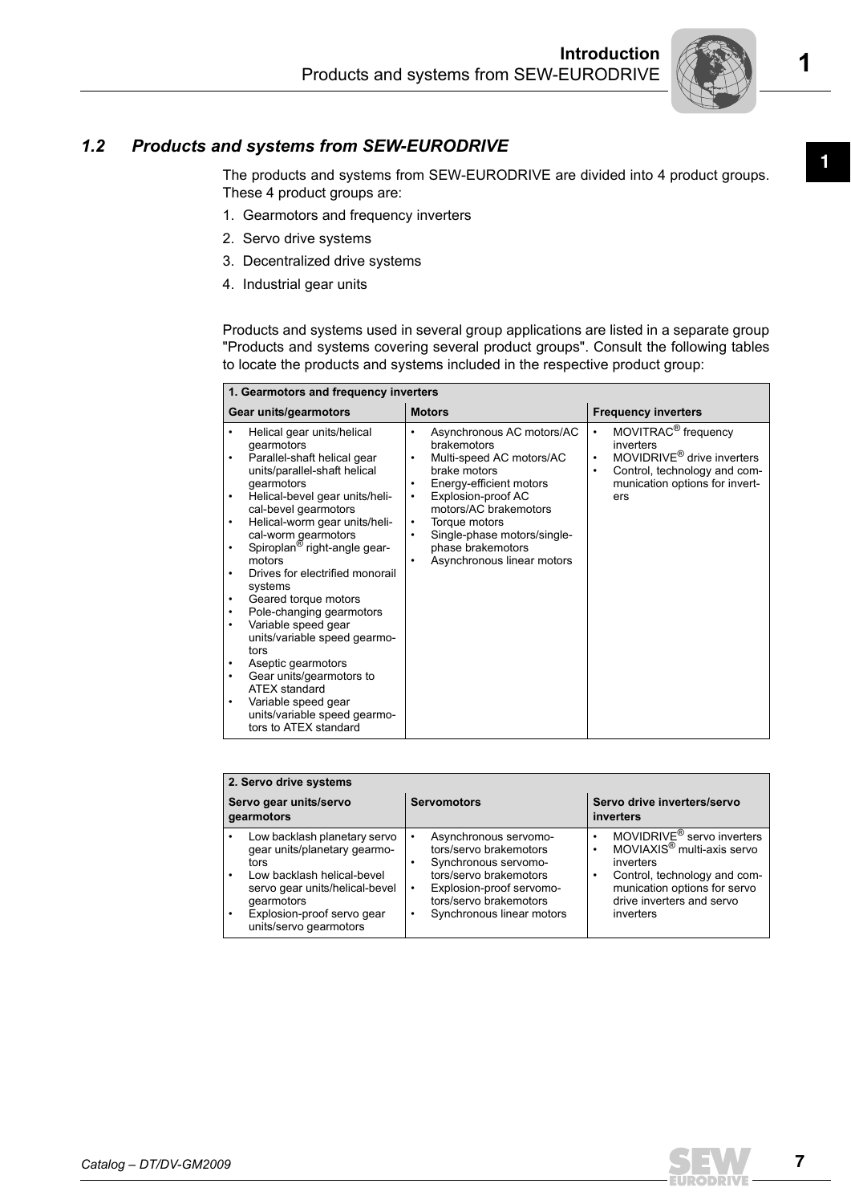## 1.2 Products and systems from SEW-EURODRIVE

The products and systems from SEW-EURODRIVE are divided into 4 product groups. These 4 product groups are:

1. Gearmotors and frequency inverters
2. Servo drive systems
3. Decentralized drive systems
4. Industrial gear units

Products and systems used in several group applications are listed in a separate group "Products and systems covering several product groups". Consult the following tables to locate the products and systems included in the respective product group:

| 1. Gearmotors and frequency inverters | | |
|---|---|---|
| **Gear units/gearmotors** | **Motors** | **Frequency inverters** |
| • Helical gear units/helical gearmotors<br>• Parallel-shaft helical gear units/parallel-shaft helical gearmotors<br>• Helical-bevel gear units/helical-bevel gearmotors<br>• Helical-worm gear units/helical-worm gearmotors<br>• Spiroplan® right-angle gearmotors<br>• Drives for electrified monorail systems<br>• Geared torque motors<br>• Pole-changing gearmotors<br>• Variable speed gear units/variable speed gearmotors<br>• Aseptic gearmotors<br>• Gear units/gearmotors to ATEX standard<br>• Variable speed gear units/variable speed gearmotors to ATEX standard | • Asynchronous AC motors/AC brakemotors<br>• Multi-speed AC motors/AC brake motors<br>• Energy-efficient motors<br>• Explosion-proof AC motors/AC brakemotors<br>• Torque motors<br>• Single-phase motors/single-phase brakemotors<br>• Asynchronous linear motors | • MOVITRAC® frequency inverters<br>• MOVIDRIVE® drive inverters<br>• Control, technology and communication options for inverters |

| 2. Servo drive systems | | |
|---|---|---|
| **Servo gear units/servo gearmotors** | **Servomotors** | **Servo drive inverters/servo inverters** |
| • Low backlash planetary servo gear units/planetary gearmotors<br>• Low backlash helical-bevel servo gear units/helical-bevel gearmotors<br>• Explosion-proof servo gear units/servo gearmotors | • Asynchronous servomotors/servo brakemotors<br>• Synchronous servomotors/servo brakemotors<br>• Explosion-proof servomotors/servo brakemotors<br>• Synchronous linear motors | • MOVIDRIVE® servo inverters<br>• MOVIAXIS® multi-axis servo inverters<br>• Control, technology and communication options for servo drive inverters and servo inverters |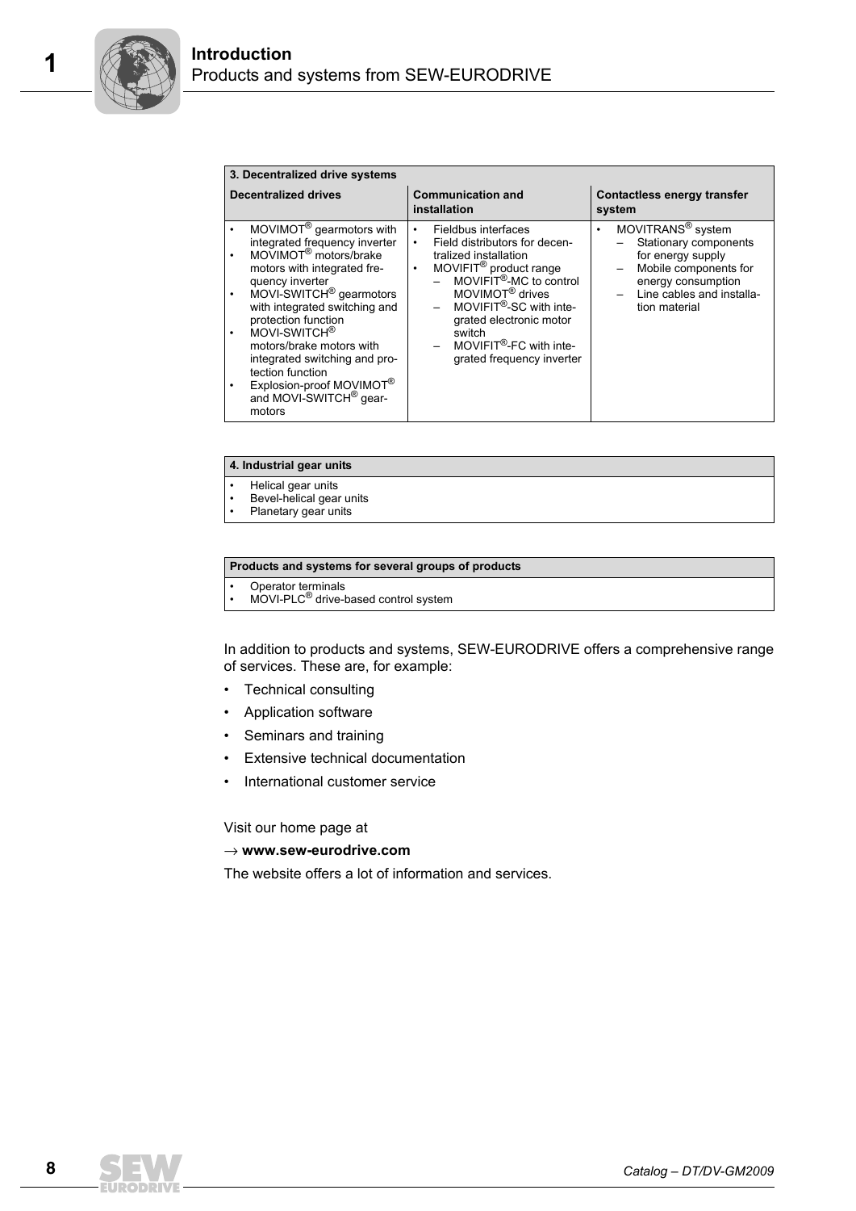| 3. Decentralized drive systems | | |
|---|---|---|
| **Decentralized drives** | **Communication and installation** | **Contactless energy transfer system** |
| • MOVIMOT® gearmotors with integrated frequency inverter<br>• MOVIMOT® motors/brake motors with integrated frequency inverter<br>• MOVI-SWITCH® gearmotors with integrated switching and protection function<br>• MOVI-SWITCH® motors/brake motors with integrated switching and protection function<br>• Explosion-proof MOVIMOT® and MOVI-SWITCH® gearmotors | • Fieldbus interfaces<br>• Field distributors for decentralized installation<br>• MOVIFIT® product range<br>  – MOVIFIT®-MC to control MOVIMOT® drives<br>  – MOVIFIT®-SC with integrated electronic motor switch<br>  – MOVIFIT®-FC with integrated frequency inverter | • MOVITRANS® system<br>  – Stationary components for energy supply<br>  – Mobile components for energy consumption<br>  – Line cables and installation material |

| 4. Industrial gear units |
|---|
| • Helical gear units<br>• Bevel-helical gear units<br>• Planetary gear units |

| Products and systems for several groups of products |
|---|
| • Operator terminals<br>• MOVI-PLC® drive-based control system |

In addition to products and systems, SEW-EURODRIVE offers a comprehensive range of services. These are, for example:

- Technical consulting
- Application software
- Seminars and training
- Extensive technical documentation
- International customer service

Visit our home page at

→ **www.sew-eurodrive.com**

The website offers a lot of information and services.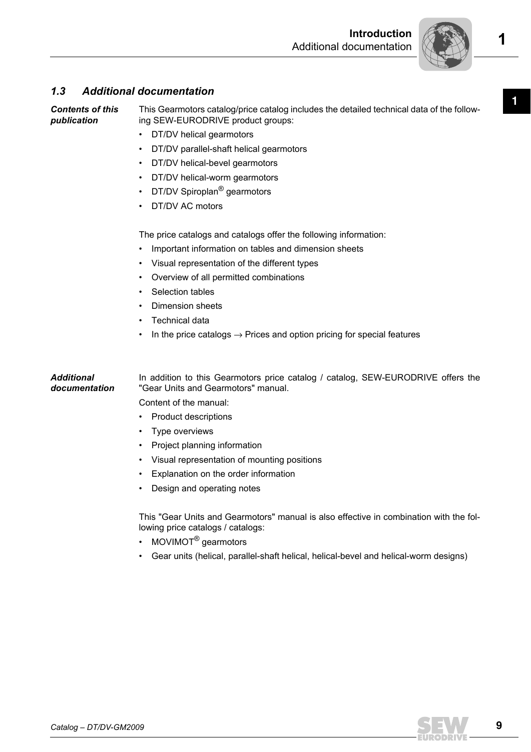## 1.3 Additional documentation

***Contents of this publication***

This Gearmotors catalog/price catalog includes the detailed technical data of the following SEW-EURODRIVE product groups:

- DT/DV helical gearmotors
- DT/DV parallel-shaft helical gearmotors
- DT/DV helical-bevel gearmotors
- DT/DV helical-worm gearmotors
- DT/DV Spiroplan® gearmotors
- DT/DV AC motors

The price catalogs and catalogs offer the following information:

- Important information on tables and dimension sheets
- Visual representation of the different types
- Overview of all permitted combinations
- Selection tables
- Dimension sheets
- Technical data
- In the price catalogs → Prices and option pricing for special features

***Additional documentation***

In addition to this Gearmotors price catalog / catalog, SEW-EURODRIVE offers the "Gear Units and Gearmotors" manual.

Content of the manual:

- Product descriptions
- Type overviews
- Project planning information
- Visual representation of mounting positions
- Explanation on the order information
- Design and operating notes

This "Gear Units and Gearmotors" manual is also effective in combination with the following price catalogs / catalogs:

- MOVIMOT® gearmotors
- Gear units (helical, parallel-shaft helical, helical-bevel and helical-worm designs)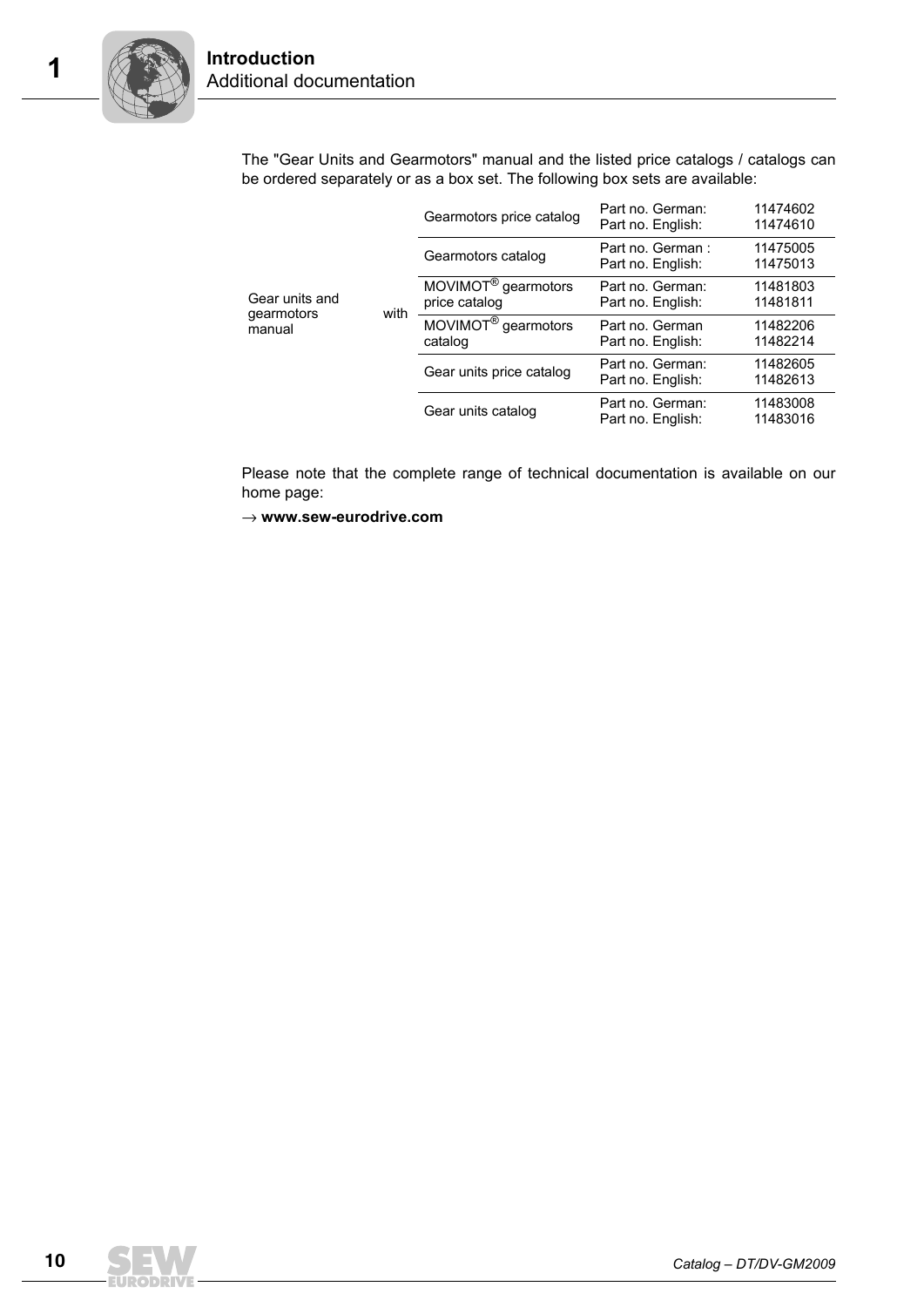The "Gear Units and Gearmotors" manual and the listed price catalogs / catalogs can be ordered separately or as a box set. The following box sets are available:

| | | | | |
|---|---|---|---|---|
| Gear units and gearmotors manual | with | Gearmotors price catalog | Part no. German:<br>Part no. English: | 11474602<br>11474610 |
| | | Gearmotors catalog | Part no. German :<br>Part no. English: | 11475005<br>11475013 |
| | | MOVIMOT® gearmotors price catalog | Part no. German:<br>Part no. English: | 11481803<br>11481811 |
| | | MOVIMOT® gearmotors catalog | Part no. German<br>Part no. English: | 11482206<br>11482214 |
| | | Gear units price catalog | Part no. German:<br>Part no. English: | 11482605<br>11482613 |
| | | Gear units catalog | Part no. German:<br>Part no. English: | 11483008<br>11483016 |

Please note that the complete range of technical documentation is available on our home page:

→ **www.sew-eurodrive.com**